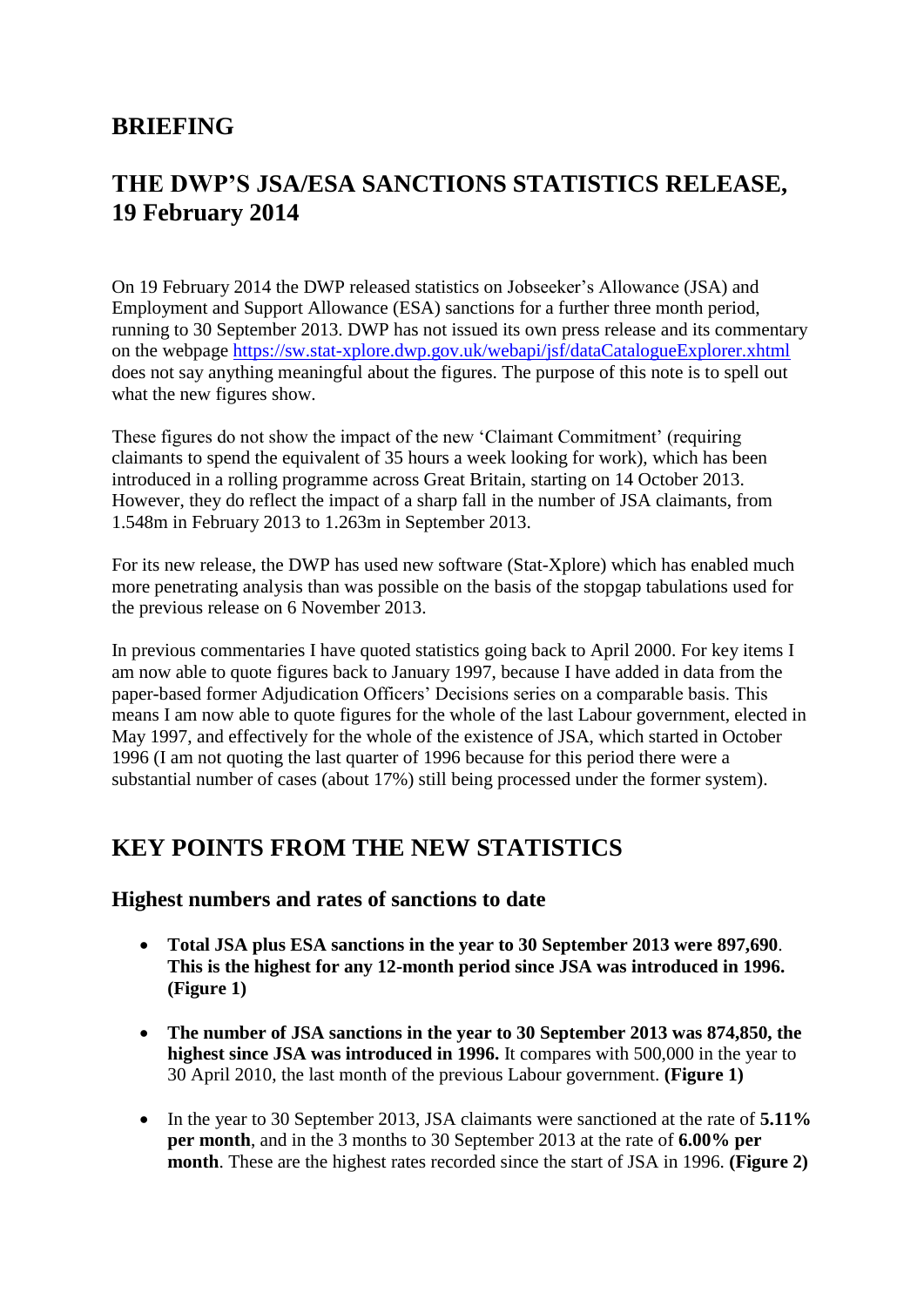## BRIEFING

## THE DWP'S JSA/ESA SANCTIONS STATISTICS RELEASE, 19 February 2014

On 19 February 2014 the DWP released statistics on Jobseeker's Allowance (JSA) and Employment and Support Allowance (ESA) sanctions for a further three month period, running to 30 September 2013. DWP has not issued its own press release and its commentary on the webpage https://sw.stat-xplore.dwp.gov.uk/webapi/jsf/dataCatalogueExplorer.xhtml does not say anything meaningful about the figures. The purpose of this note is to spell out what the new figures show.

These figures do not show the impact of the new 'Claimant Commitment' (requiring claimants to spend the equivalent of 35 hours a week looking for work), which has been introduced in a rolling programme across Great Britain, starting on 14 October 2013. However, they do reflect the impact of a sharp fall in the number of JSA claimants, from 1.548m in February 2013 to 1.263m in September 2013.

For its new release, the DWP has used new software (Stat-Xplore) which has enabled much more penetrating analysis than was possible on the basis of the stopgap tabulations used for the previous release on 6 November 2013.

In previous commentaries I have quoted statistics going back to April 2000. For key items I am now able to quote figures back to January 1997, because I have added in data from the paper-based former Adjudication Officers' Decisions series on a comparable basis. This means I am now able to quote figures for the whole of the last Labour government, elected in May 1997, and effectively for the whole of the existence of JSA, which started in October 1996 (I am not quoting the last quarter of 1996 because for this period there were a substantial number of cases (about 17%) still being processed under the former system).

## KEY POINTS FROM THE NEW STATISTICS

### Highest numbers and rates of sanctions to date

- **Total JSA plus ESA sanctions in the year to 30 September 2013 were 897,690. This is the highest for any 12-month period since JSA was introduced in 1996. (Figure 1)**
- **The number of JSA sanctions in the year to 30 September 2013 was 874,850, the highest since JSA was introduced in 1996.** It compares with 500,000 in the year to 30 April 2010, the last month of the previous Labour government. **(Figure 1)**
- In the year to 30 September 2013, JSA claimants were sanctioned at the rate of **5.11% per month**, and in the 3 months to 30 September 2013 at the rate of **6.00% per month**. These are the highest rates recorded since the start of JSA in 1996. **(Figure 2)**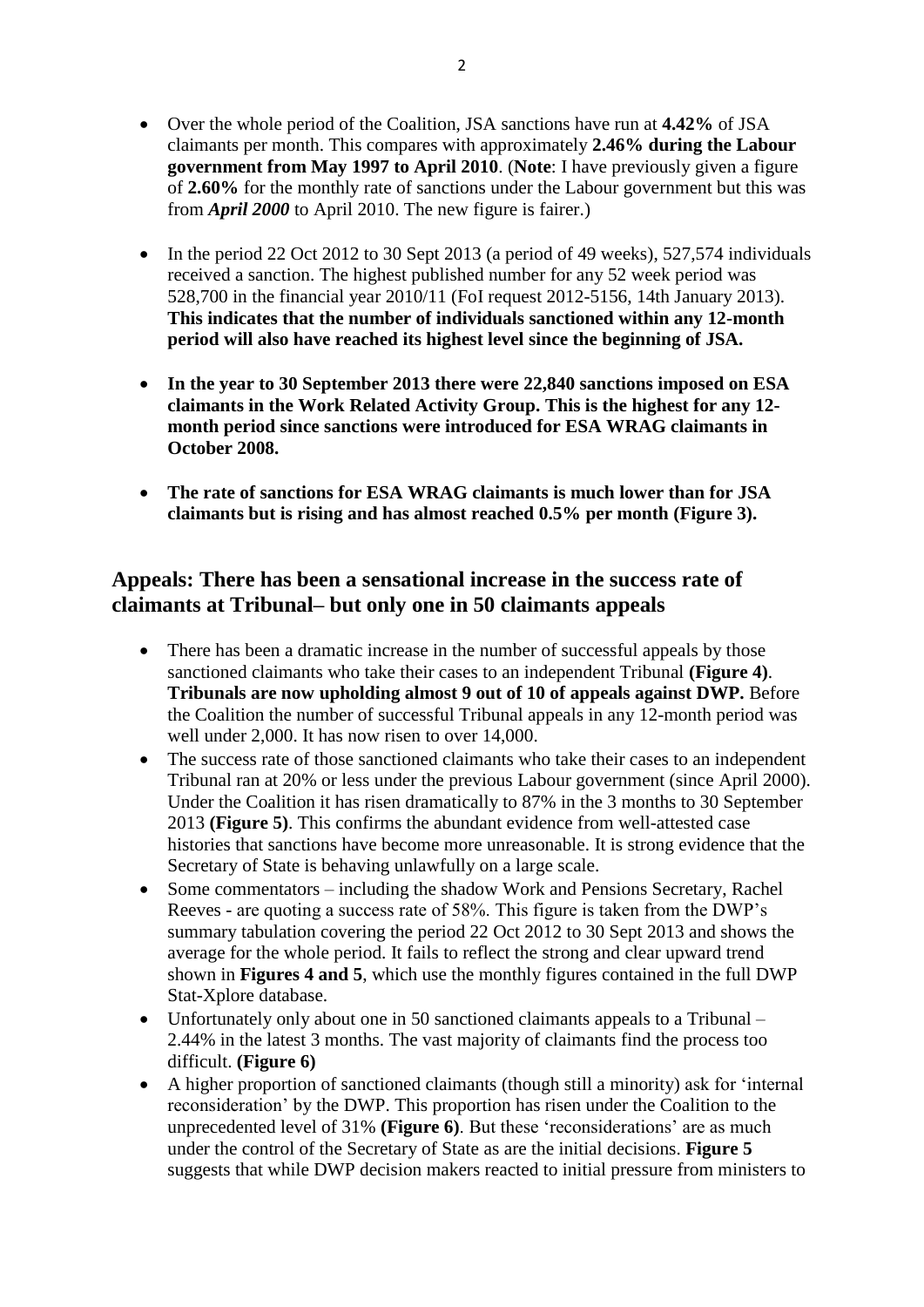- Over the whole period of the Coalition, JSA sanctions have run at **4.42%** of JSA claimants per month. This compares with approximately **2.46% during the Labour government from May 1997 to April 2010**. (**Note**: I have previously given a figure of **2.60%** for the monthly rate of sanctions under the Labour government but this was from ***April 2000*** to April 2010. The new figure is fairer.)

- In the period 22 Oct 2012 to 30 Sept 2013 (a period of 49 weeks), 527,574 individuals received a sanction. The highest published number for any 52 week period was 528,700 in the financial year 2010/11 (FoI request 2012-5156, 14th January 2013). **This indicates that the number of individuals sanctioned within any 12-month period will also have reached its highest level since the beginning of JSA.**

- **In the year to 30 September 2013 there were 22,840 sanctions imposed on ESA claimants in the Work Related Activity Group. This is the highest for any 12-month period since sanctions were introduced for ESA WRAG claimants in October 2008.**

- **The rate of sanctions for ESA WRAG claimants is much lower than for JSA claimants but is rising and has almost reached 0.5% per month (Figure 3).**

## Appeals: There has been a sensational increase in the success rate of claimants at Tribunal– but only one in 50 claimants appeals

- There has been a dramatic increase in the number of successful appeals by those sanctioned claimants who take their cases to an independent Tribunal **(Figure 4)**. **Tribunals are now upholding almost 9 out of 10 of appeals against DWP.** Before the Coalition the number of successful Tribunal appeals in any 12-month period was well under 2,000. It has now risen to over 14,000.
- The success rate of those sanctioned claimants who take their cases to an independent Tribunal ran at 20% or less under the previous Labour government (since April 2000). Under the Coalition it has risen dramatically to 87% in the 3 months to 30 September 2013 **(Figure 5)**. This confirms the abundant evidence from well-attested case histories that sanctions have become more unreasonable. It is strong evidence that the Secretary of State is behaving unlawfully on a large scale.
- Some commentators – including the shadow Work and Pensions Secretary, Rachel Reeves - are quoting a success rate of 58%. This figure is taken from the DWP's summary tabulation covering the period 22 Oct 2012 to 30 Sept 2013 and shows the average for the whole period. It fails to reflect the strong and clear upward trend shown in **Figures 4 and 5**, which use the monthly figures contained in the full DWP Stat-Xplore database.
- Unfortunately only about one in 50 sanctioned claimants appeals to a Tribunal – 2.44% in the latest 3 months. The vast majority of claimants find the process too difficult. **(Figure 6)**
- A higher proportion of sanctioned claimants (though still a minority) ask for 'internal reconsideration' by the DWP. This proportion has risen under the Coalition to the unprecedented level of 31% **(Figure 6)**. But these 'reconsiderations' are as much under the control of the Secretary of State as are the initial decisions. **Figure 5** suggests that while DWP decision makers reacted to initial pressure from ministers to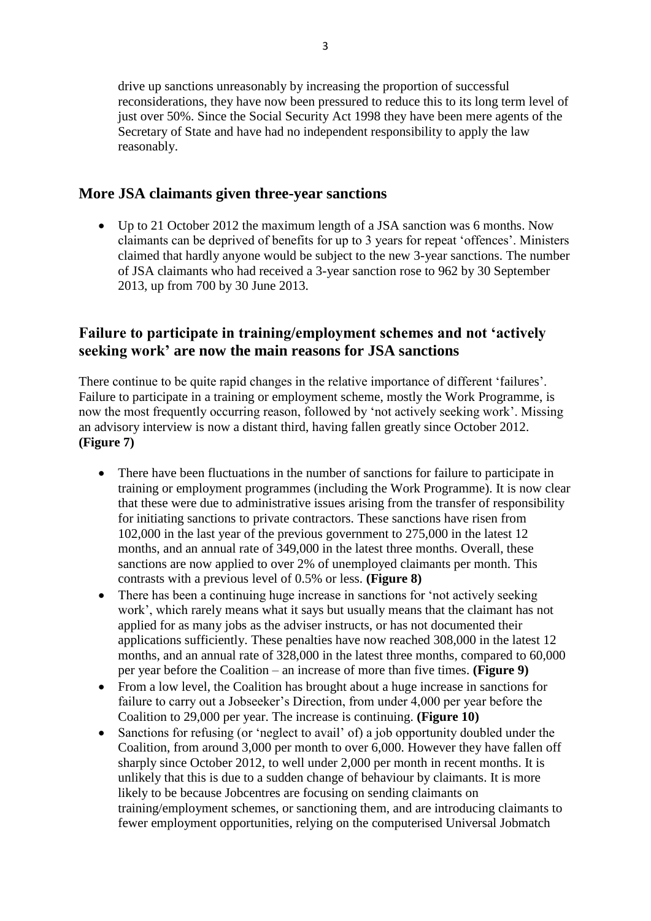drive up sanctions unreasonably by increasing the proportion of successful reconsiderations, they have now been pressured to reduce this to its long term level of just over 50%. Since the Social Security Act 1998 they have been mere agents of the Secretary of State and have had no independent responsibility to apply the law reasonably.

## More JSA claimants given three-year sanctions

- Up to 21 October 2012 the maximum length of a JSA sanction was 6 months. Now claimants can be deprived of benefits for up to 3 years for repeat 'offences'. Ministers claimed that hardly anyone would be subject to the new 3-year sanctions. The number of JSA claimants who had received a 3-year sanction rose to 962 by 30 September 2013, up from 700 by 30 June 2013.

## Failure to participate in training/employment schemes and not 'actively seeking work' are now the main reasons for JSA sanctions

There continue to be quite rapid changes in the relative importance of different 'failures'. Failure to participate in a training or employment scheme, mostly the Work Programme, is now the most frequently occurring reason, followed by 'not actively seeking work'. Missing an advisory interview is now a distant third, having fallen greatly since October 2012. **(Figure 7)**

- There have been fluctuations in the number of sanctions for failure to participate in training or employment programmes (including the Work Programme). It is now clear that these were due to administrative issues arising from the transfer of responsibility for initiating sanctions to private contractors. These sanctions have risen from 102,000 in the last year of the previous government to 275,000 in the latest 12 months, and an annual rate of 349,000 in the latest three months. Overall, these sanctions are now applied to over 2% of unemployed claimants per month. This contrasts with a previous level of 0.5% or less. **(Figure 8)**
- There has been a continuing huge increase in sanctions for 'not actively seeking work', which rarely means what it says but usually means that the claimant has not applied for as many jobs as the adviser instructs, or has not documented their applications sufficiently. These penalties have now reached 308,000 in the latest 12 months, and an annual rate of 328,000 in the latest three months, compared to 60,000 per year before the Coalition – an increase of more than five times. **(Figure 9)**
- From a low level, the Coalition has brought about a huge increase in sanctions for failure to carry out a Jobseeker's Direction, from under 4,000 per year before the Coalition to 29,000 per year. The increase is continuing. **(Figure 10)**
- Sanctions for refusing (or 'neglect to avail' of) a job opportunity doubled under the Coalition, from around 3,000 per month to over 6,000. However they have fallen off sharply since October 2012, to well under 2,000 per month in recent months. It is unlikely that this is due to a sudden change of behaviour by claimants. It is more likely to be because Jobcentres are focusing on sending claimants on training/employment schemes, or sanctioning them, and are introducing claimants to fewer employment opportunities, relying on the computerised Universal Jobmatch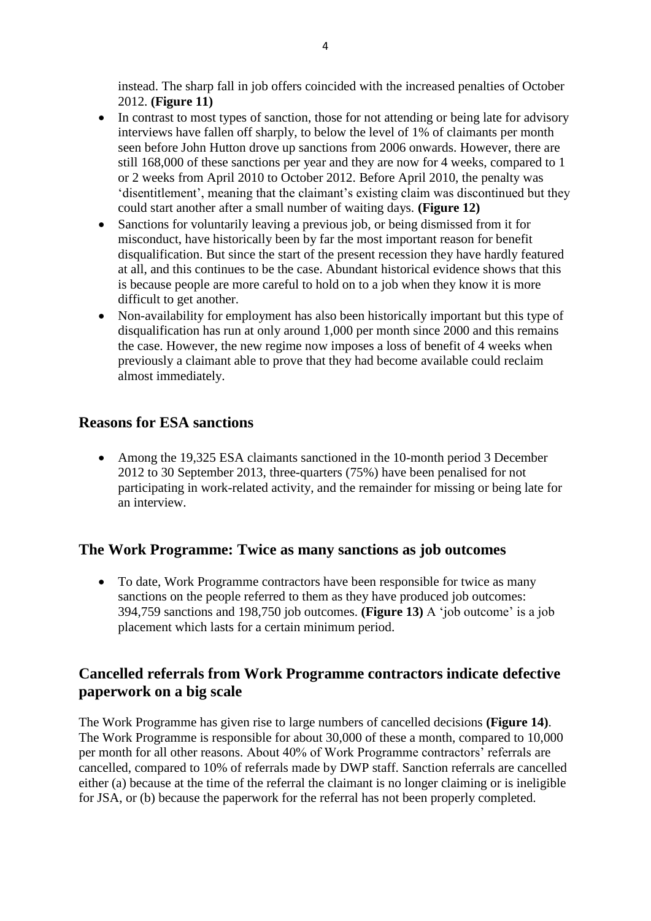instead. The sharp fall in job offers coincided with the increased penalties of October 2012. **(Figure 11)**

- In contrast to most types of sanction, those for not attending or being late for advisory interviews have fallen off sharply, to below the level of 1% of claimants per month seen before John Hutton drove up sanctions from 2006 onwards. However, there are still 168,000 of these sanctions per year and they are now for 4 weeks, compared to 1 or 2 weeks from April 2010 to October 2012. Before April 2010, the penalty was 'disentitlement', meaning that the claimant's existing claim was discontinued but they could start another after a small number of waiting days. **(Figure 12)**
- Sanctions for voluntarily leaving a previous job, or being dismissed from it for misconduct, have historically been by far the most important reason for benefit disqualification. But since the start of the present recession they have hardly featured at all, and this continues to be the case. Abundant historical evidence shows that this is because people are more careful to hold on to a job when they know it is more difficult to get another.
- Non-availability for employment has also been historically important but this type of disqualification has run at only around 1,000 per month since 2000 and this remains the case. However, the new regime now imposes a loss of benefit of 4 weeks when previously a claimant able to prove that they had become available could reclaim almost immediately.

## Reasons for ESA sanctions

- Among the 19,325 ESA claimants sanctioned in the 10-month period 3 December 2012 to 30 September 2013, three-quarters (75%) have been penalised for not participating in work-related activity, and the remainder for missing or being late for an interview.

## The Work Programme: Twice as many sanctions as job outcomes

- To date, Work Programme contractors have been responsible for twice as many sanctions on the people referred to them as they have produced job outcomes: 394,759 sanctions and 198,750 job outcomes. **(Figure 13)** A 'job outcome' is a job placement which lasts for a certain minimum period.

## Cancelled referrals from Work Programme contractors indicate defective paperwork on a big scale

The Work Programme has given rise to large numbers of cancelled decisions **(Figure 14)**. The Work Programme is responsible for about 30,000 of these a month, compared to 10,000 per month for all other reasons. About 40% of Work Programme contractors' referrals are cancelled, compared to 10% of referrals made by DWP staff. Sanction referrals are cancelled either (a) because at the time of the referral the claimant is no longer claiming or is ineligible for JSA, or (b) because the paperwork for the referral has not been properly completed.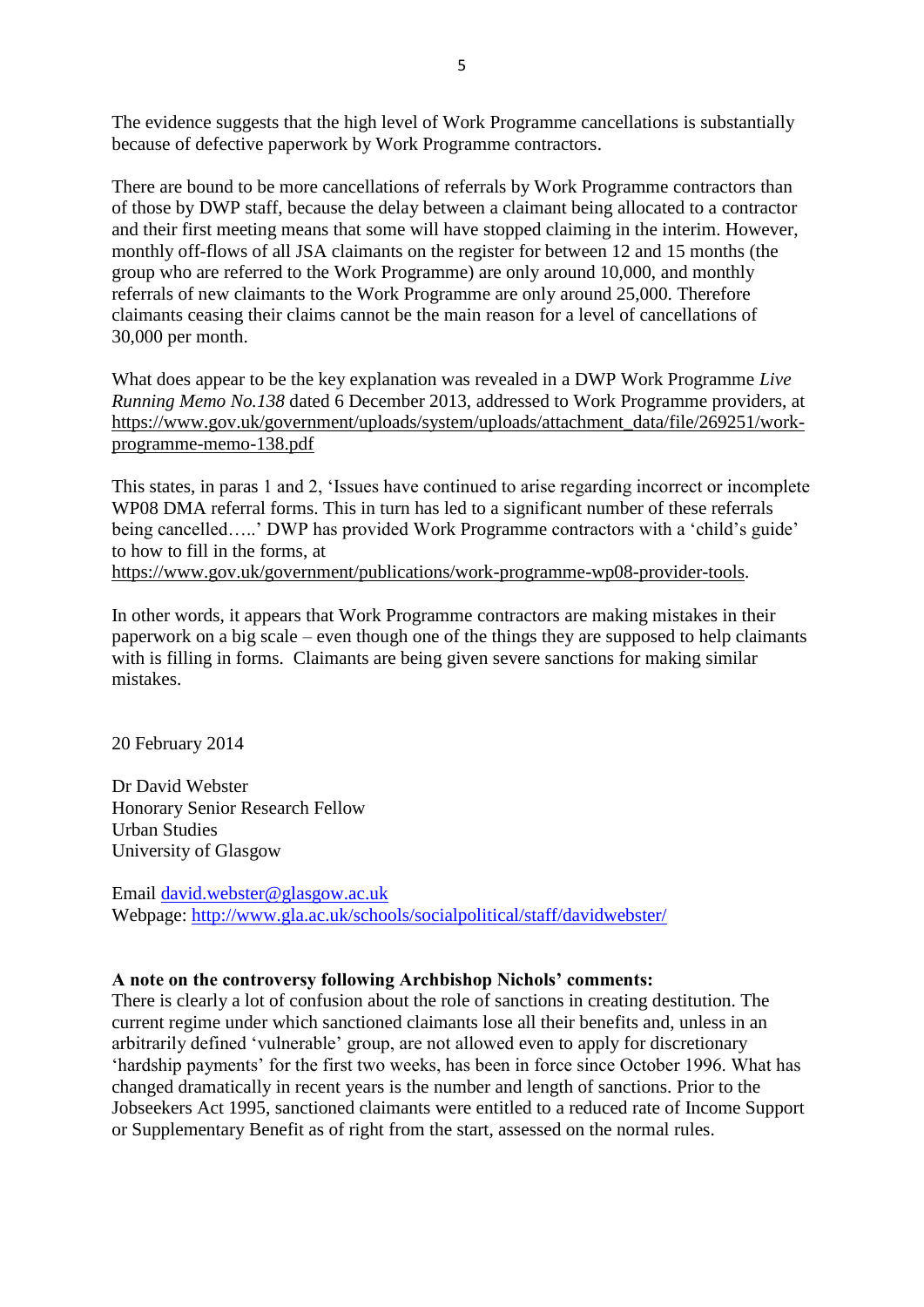The evidence suggests that the high level of Work Programme cancellations is substantially because of defective paperwork by Work Programme contractors.

There are bound to be more cancellations of referrals by Work Programme contractors than of those by DWP staff, because the delay between a claimant being allocated to a contractor and their first meeting means that some will have stopped claiming in the interim. However, monthly off-flows of all JSA claimants on the register for between 12 and 15 months (the group who are referred to the Work Programme) are only around 10,000, and monthly referrals of new claimants to the Work Programme are only around 25,000. Therefore claimants ceasing their claims cannot be the main reason for a level of cancellations of 30,000 per month.

What does appear to be the key explanation was revealed in a DWP Work Programme *Live Running Memo No.138* dated 6 December 2013, addressed to Work Programme providers, at https://www.gov.uk/government/uploads/system/uploads/attachment_data/file/269251/work-programme-memo-138.pdf

This states, in paras 1 and 2, 'Issues have continued to arise regarding incorrect or incomplete WP08 DMA referral forms. This in turn has led to a significant number of these referrals being cancelled…..' DWP has provided Work Programme contractors with a 'child's guide' to how to fill in the forms, at https://www.gov.uk/government/publications/work-programme-wp08-provider-tools.

In other words, it appears that Work Programme contractors are making mistakes in their paperwork on a big scale – even though one of the things they are supposed to help claimants with is filling in forms. Claimants are being given severe sanctions for making similar mistakes.

20 February 2014

Dr David Webster
Honorary Senior Research Fellow
Urban Studies
University of Glasgow

Email david.webster@glasgow.ac.uk
Webpage: http://www.gla.ac.uk/schools/socialpolitical/staff/davidwebster/

**A note on the controversy following Archbishop Nichols' comments:**
There is clearly a lot of confusion about the role of sanctions in creating destitution. The current regime under which sanctioned claimants lose all their benefits and, unless in an arbitrarily defined 'vulnerable' group, are not allowed even to apply for discretionary 'hardship payments' for the first two weeks, has been in force since October 1996. What has changed dramatically in recent years is the number and length of sanctions. Prior to the Jobseekers Act 1995, sanctioned claimants were entitled to a reduced rate of Income Support or Supplementary Benefit as of right from the start, assessed on the normal rules.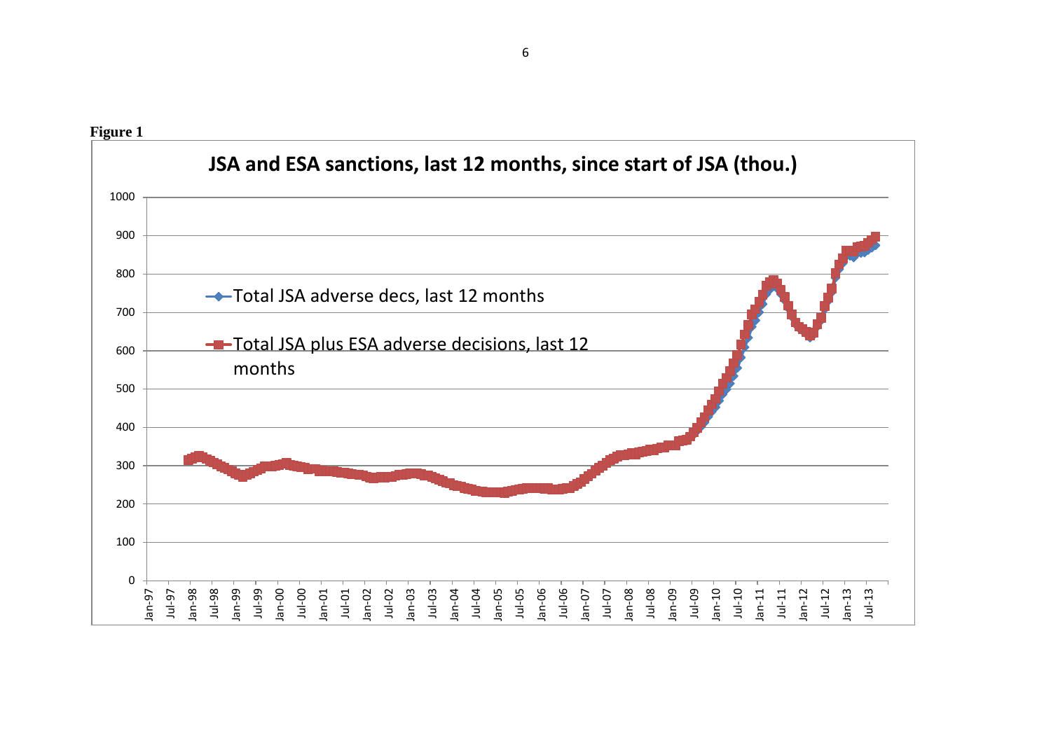**Figure 1**

**JSA and ESA sanctions, last 12 months, since start of JSA (thou.)**

- Total JSA adverse decs, last 12 months
- Total JSA plus ESA adverse decisions, last 12 months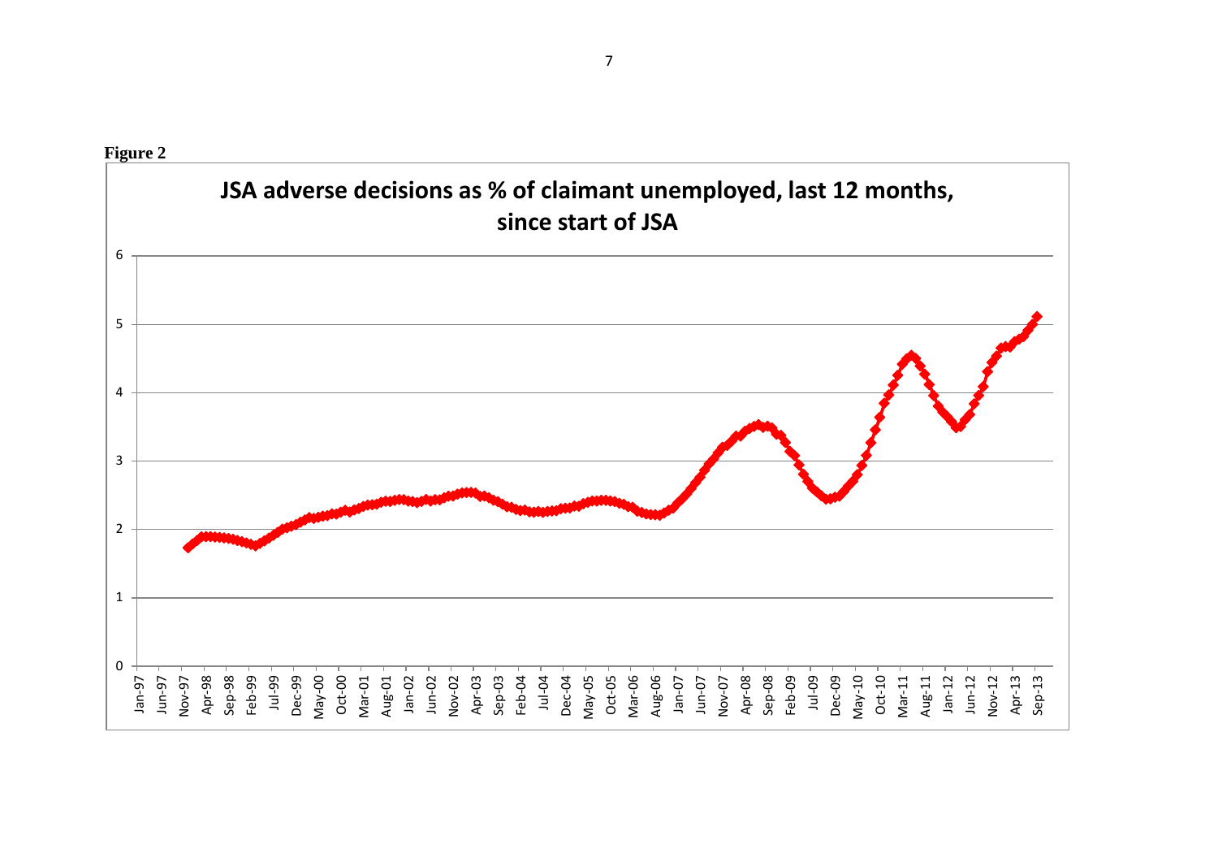**Figure 2**

**JSA adverse decisions as % of claimant unemployed, last 12 months, since start of JSA**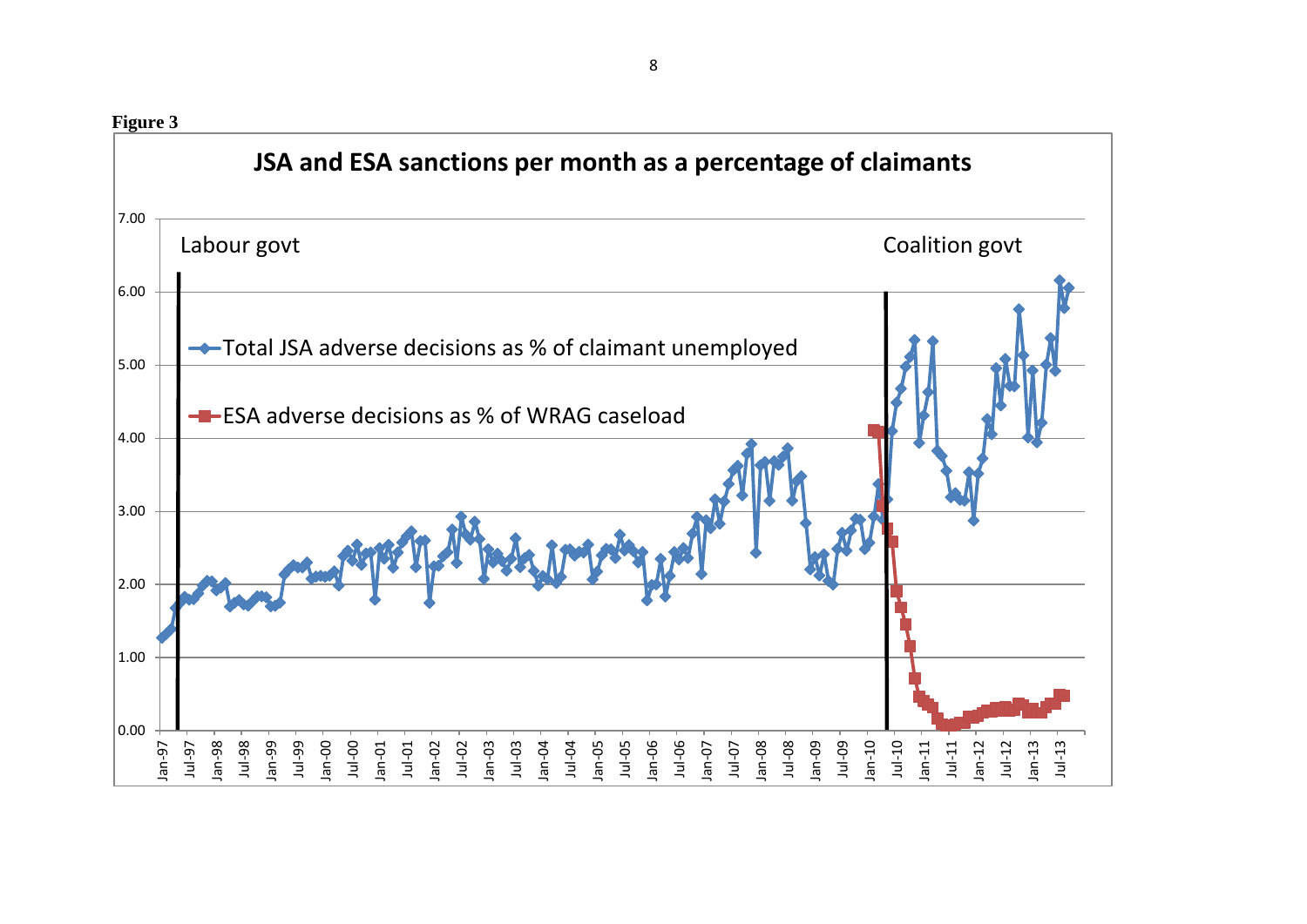**Figure 3**

JSA and ESA sanctions per month as a percentage of claimants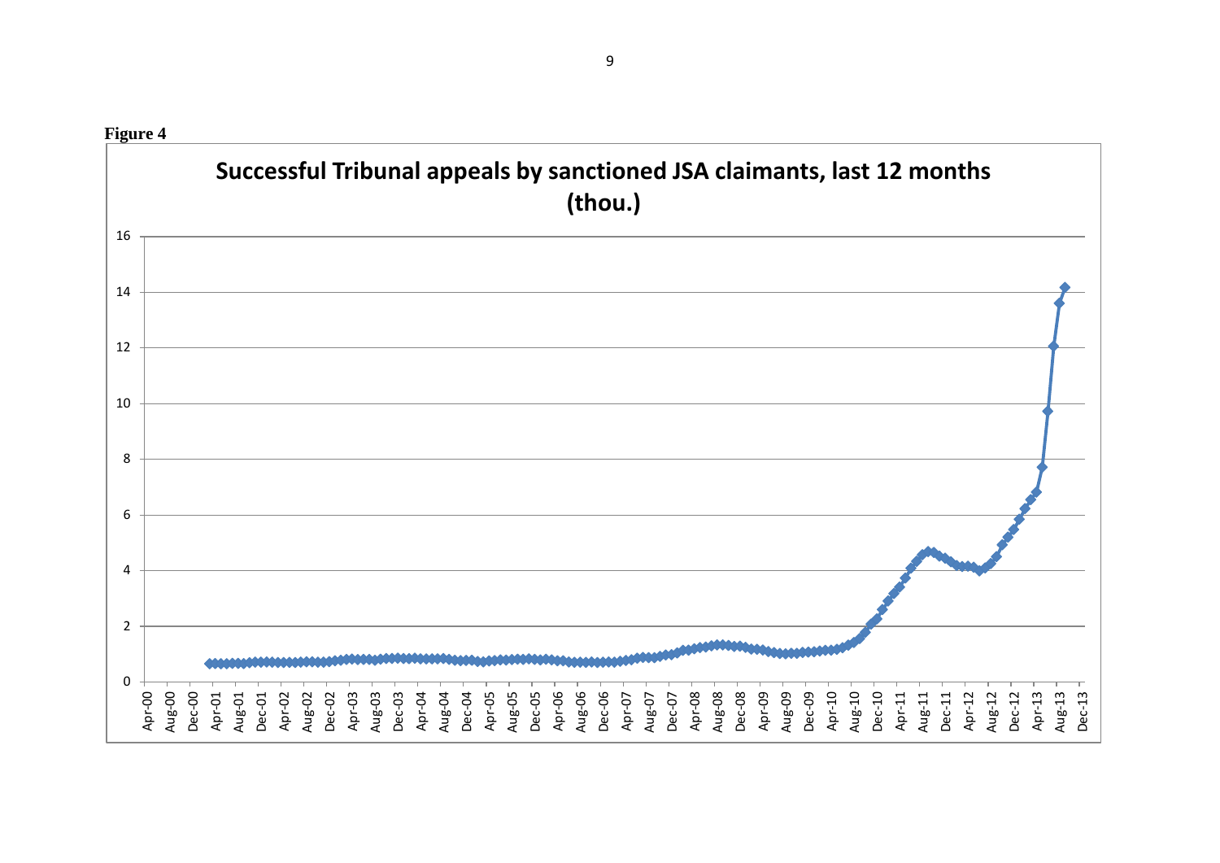**Figure 4**

**Successful Tribunal appeals by sanctioned JSA claimants, last 12 months (thou.)**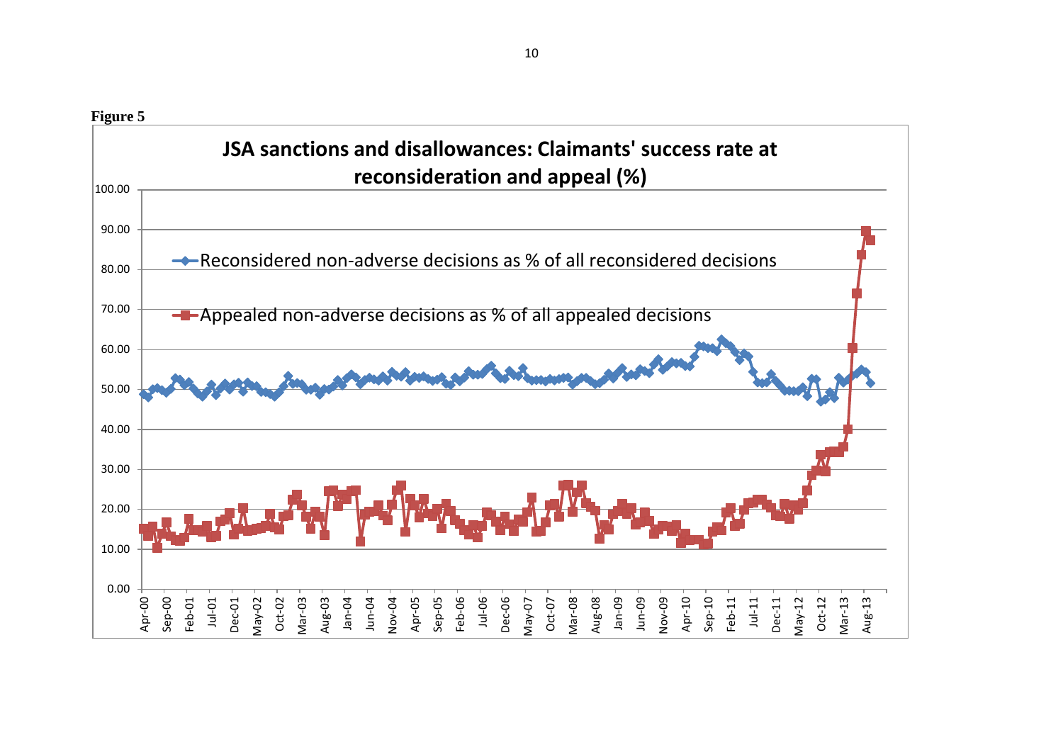**Figure 5**

**JSA sanctions and disallowances: Claimants' success rate at reconsideration and appeal (%)**

- Reconsidered non-adverse decisions as % of all reconsidered decisions
- Appealed non-adverse decisions as % of all appealed decisions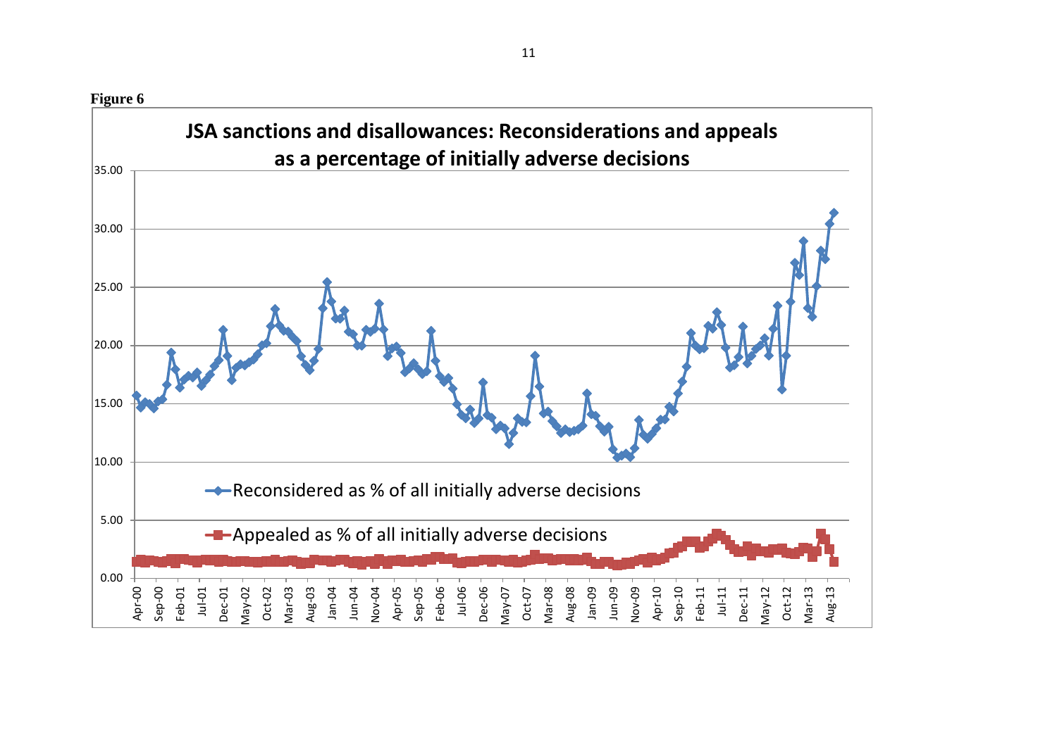**Figure 6**

**JSA sanctions and disallowances: Reconsiderations and appeals as a percentage of initially adverse decisions**

- Reconsidered as % of all initially adverse decisions
- Appealed as % of all initially adverse decisions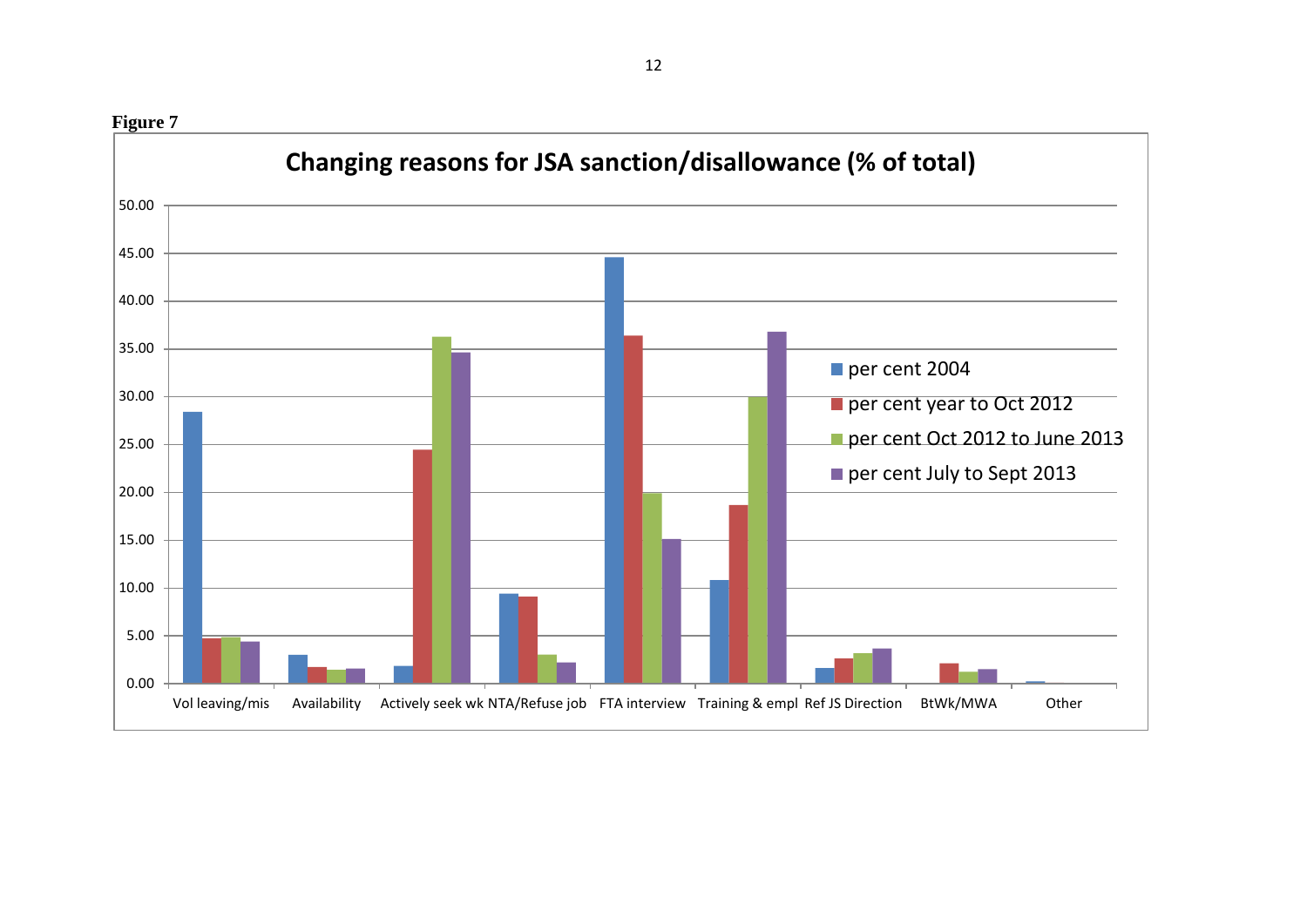**Figure 7**

Changing reasons for JSA sanction/disallowance (% of total)

| | per cent 2004 | per cent year to Oct 2012 | per cent Oct 2012 to June 2013 | per cent July to Sept 2013 |
|---|---|---|---|---|
| Vol leaving/mis | 28.4 | 4.7 | 4.8 | 4.4 |
| Availability | 3.0 | 1.7 | 1.4 | 1.5 |
| Actively seek wk | 1.8 | 24.4 | 36.2 | 34.6 |
| NTA/Refuse job | 9.4 | 9.1 | 3.0 | 2.2 |
| FTA interview | 44.6 | 36.3 | 19.9 | 15.1 |
| Training & empl | 10.8 | 18.6 | 29.9 | 36.8 |
| Ref JS Direction | 1.6 | 2.6 | 3.1 | 3.6 |
| BtWk/MWA | | 2.1 | 1.2 | 1.5 |
| Other | 0.2 | | | |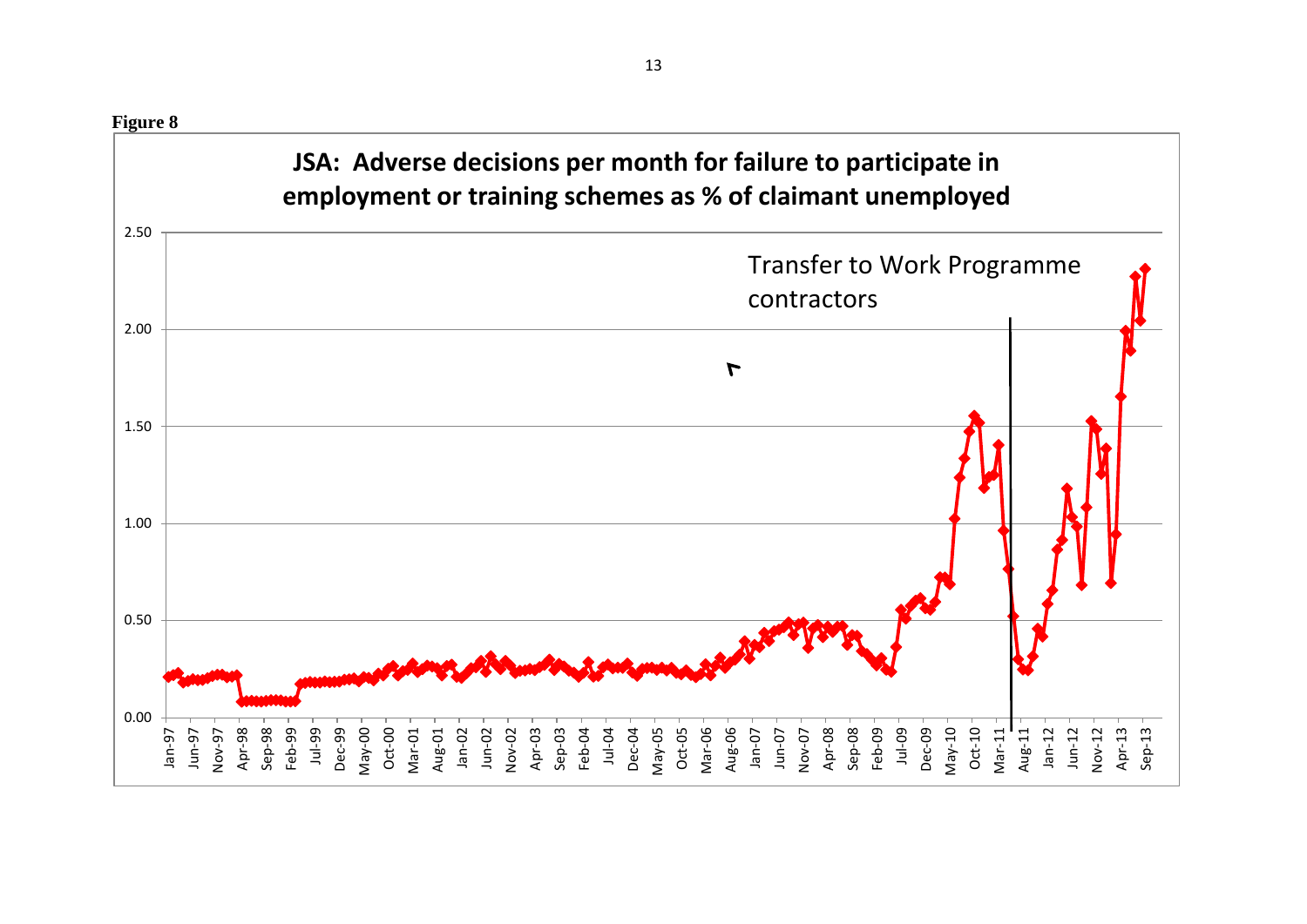**Figure 8**

**JSA: Adverse decisions per month for failure to participate in employment or training schemes as % of claimant unemployed**

Transfer to Work Programme contractors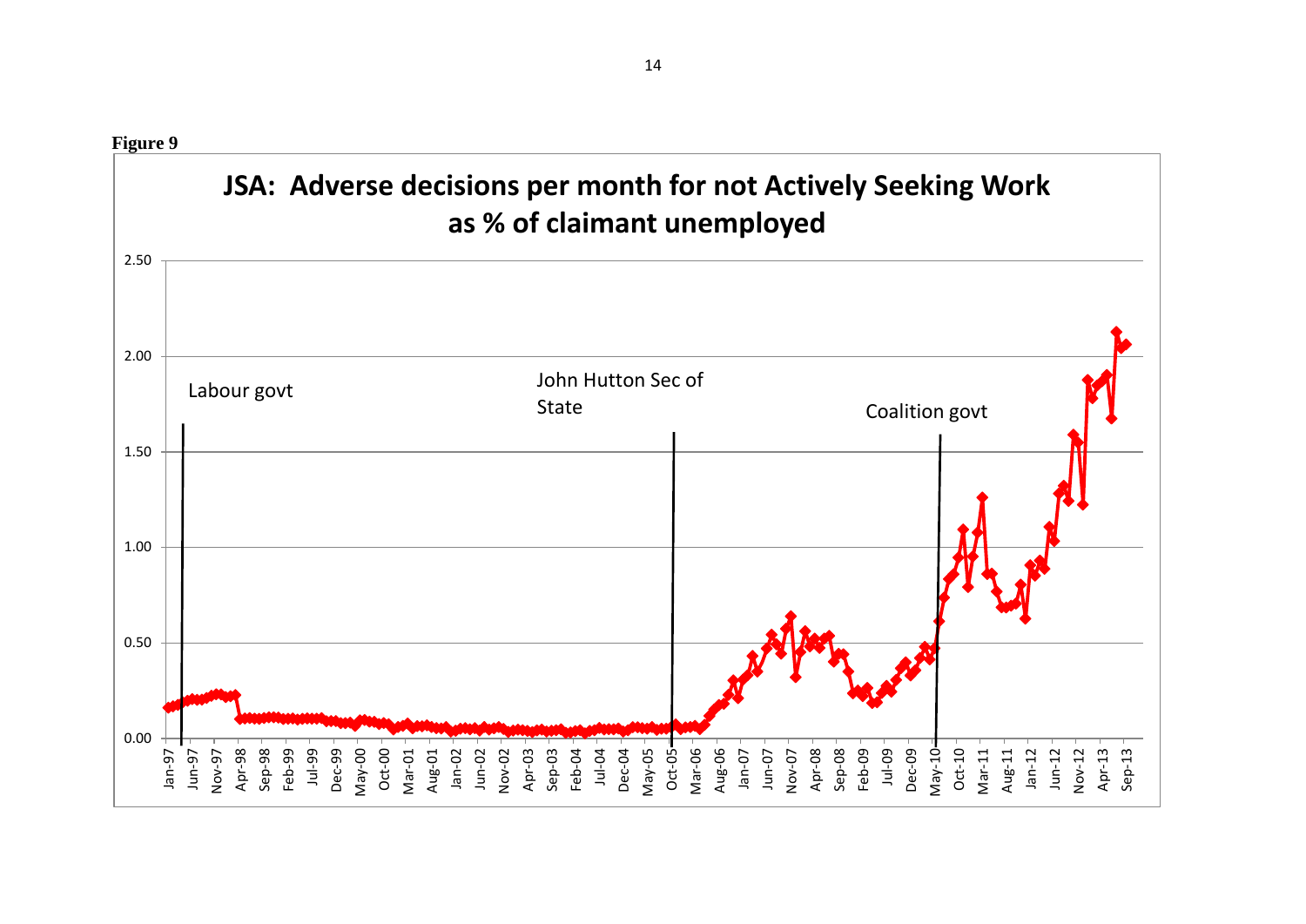**Figure 9**

## JSA: Adverse decisions per month for not Actively Seeking Work as % of claimant unemployed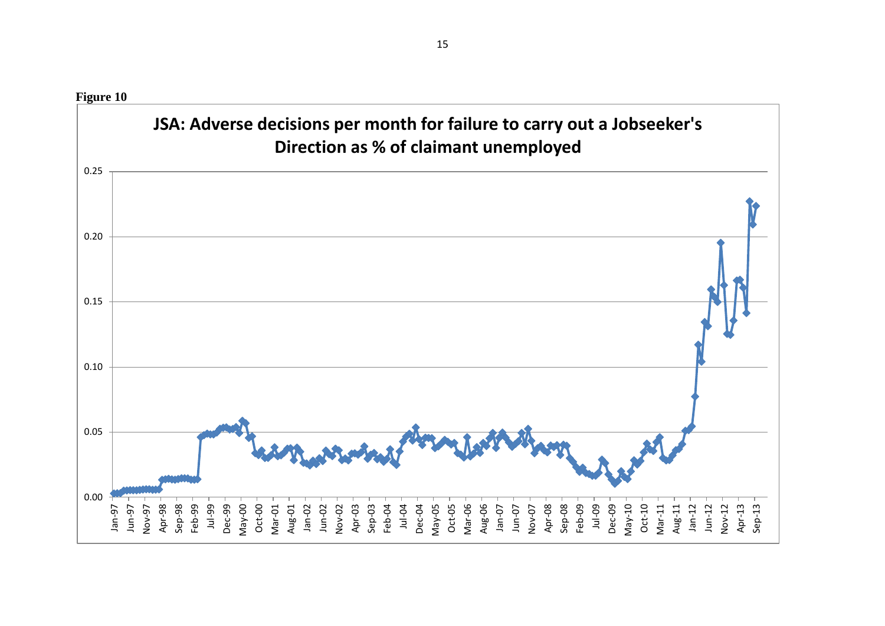**Figure 10**

**JSA: Adverse decisions per month for failure to carry out a Jobseeker's Direction as % of claimant unemployed**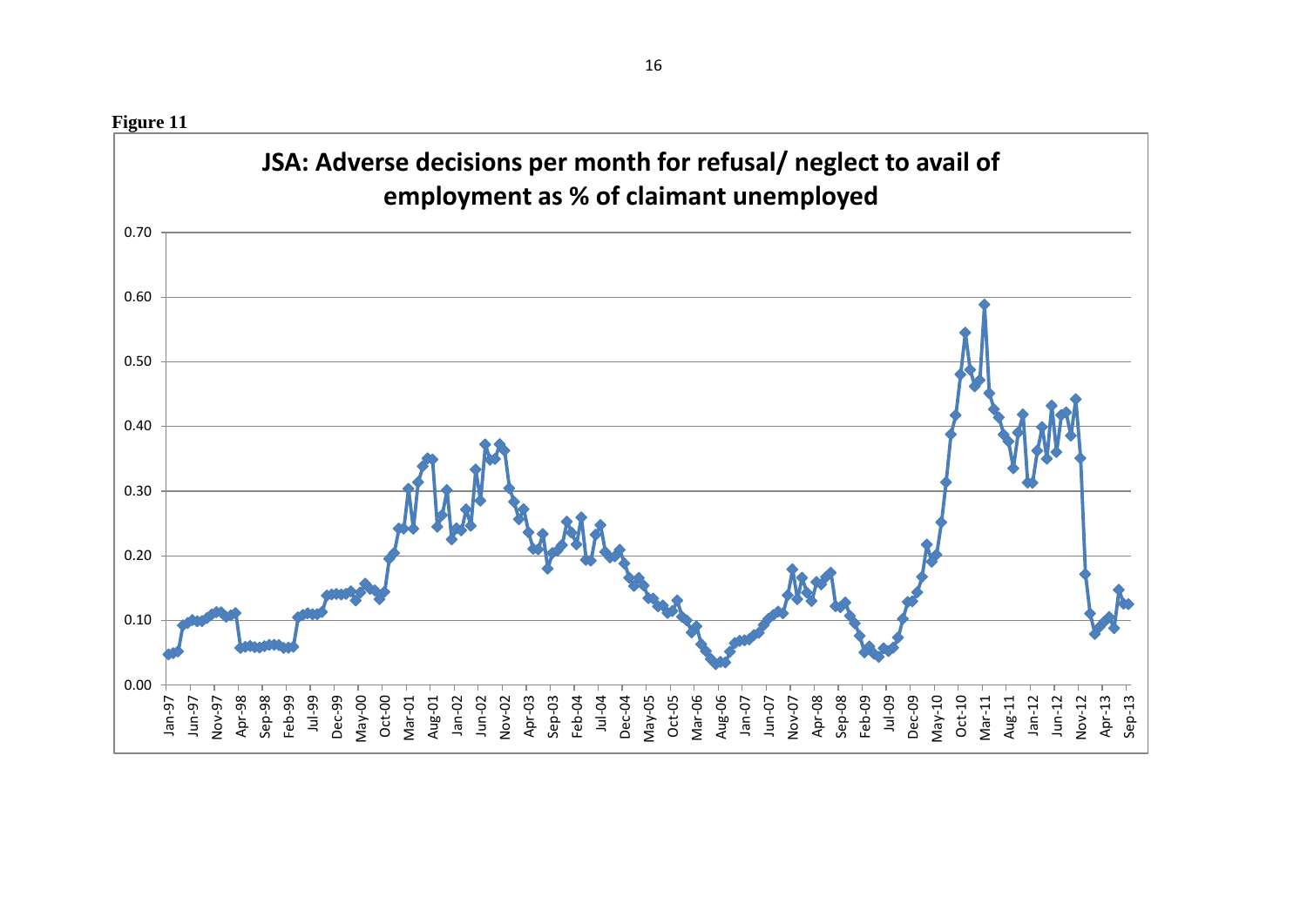**Figure 11**

**JSA: Adverse decisions per month for refusal/ neglect to avail of employment as % of claimant unemployed**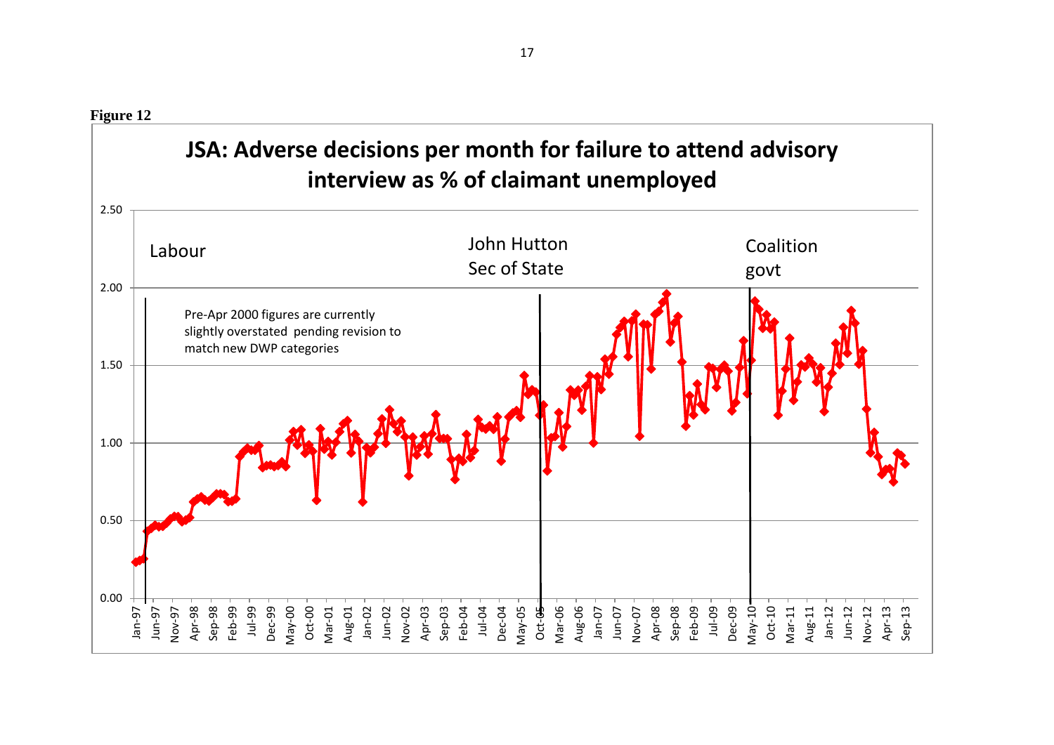**Figure 12**

## JSA: Adverse decisions per month for failure to attend advisory interview as % of claimant unemployed

Labour

John Hutton Sec of State

Coalition govt

Pre-Apr 2000 figures are currently slightly overstated pending revision to match new DWP categories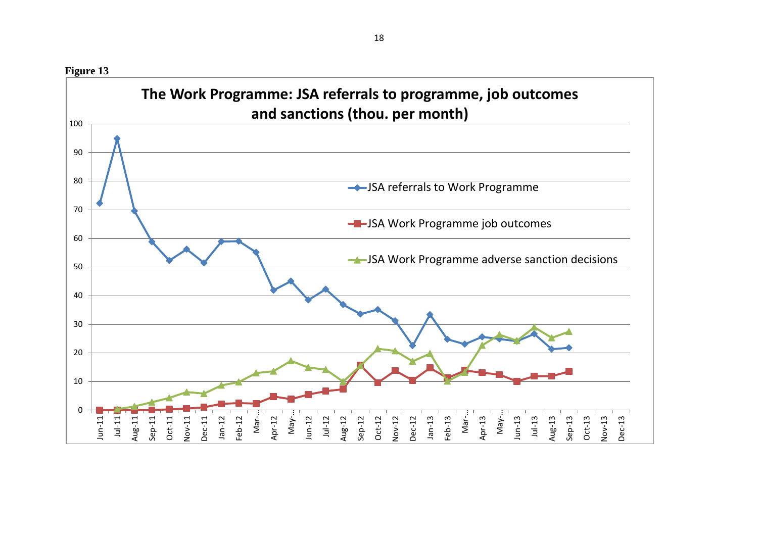**Figure 13**

**The Work Programme: JSA referrals to programme, job outcomes and sanctions (thou. per month)**

- JSA referrals to Work Programme
- JSA Work Programme job outcomes
- JSA Work Programme adverse sanction decisions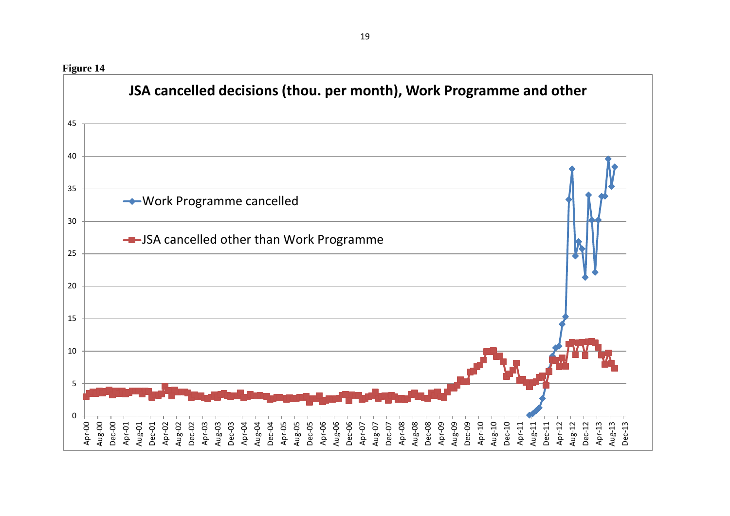**Figure 14**

**JSA cancelled decisions (thou. per month), Work Programme and other**

Work Programme cancelled

JSA cancelled other than Work Programme

45
40
35
30
25
20
15
10
5
0

Apr-00 Aug-00 Dec-00 Apr-01 Aug-01 Dec-01 Apr-02 Aug-02 Dec-02 Apr-03 Aug-03 Dec-03 Apr-04 Aug-04 Dec-04 Apr-05 Aug-05 Dec-05 Apr-06 Aug-06 Dec-06 Apr-07 Aug-07 Dec-07 Apr-08 Aug-08 Dec-08 Apr-09 Aug-09 Dec-09 Apr-10 Aug-10 Dec-10 Apr-11 Aug-11 Dec-11 Apr-12 Aug-12 Dec-12 Apr-13 Aug-13 Dec-13